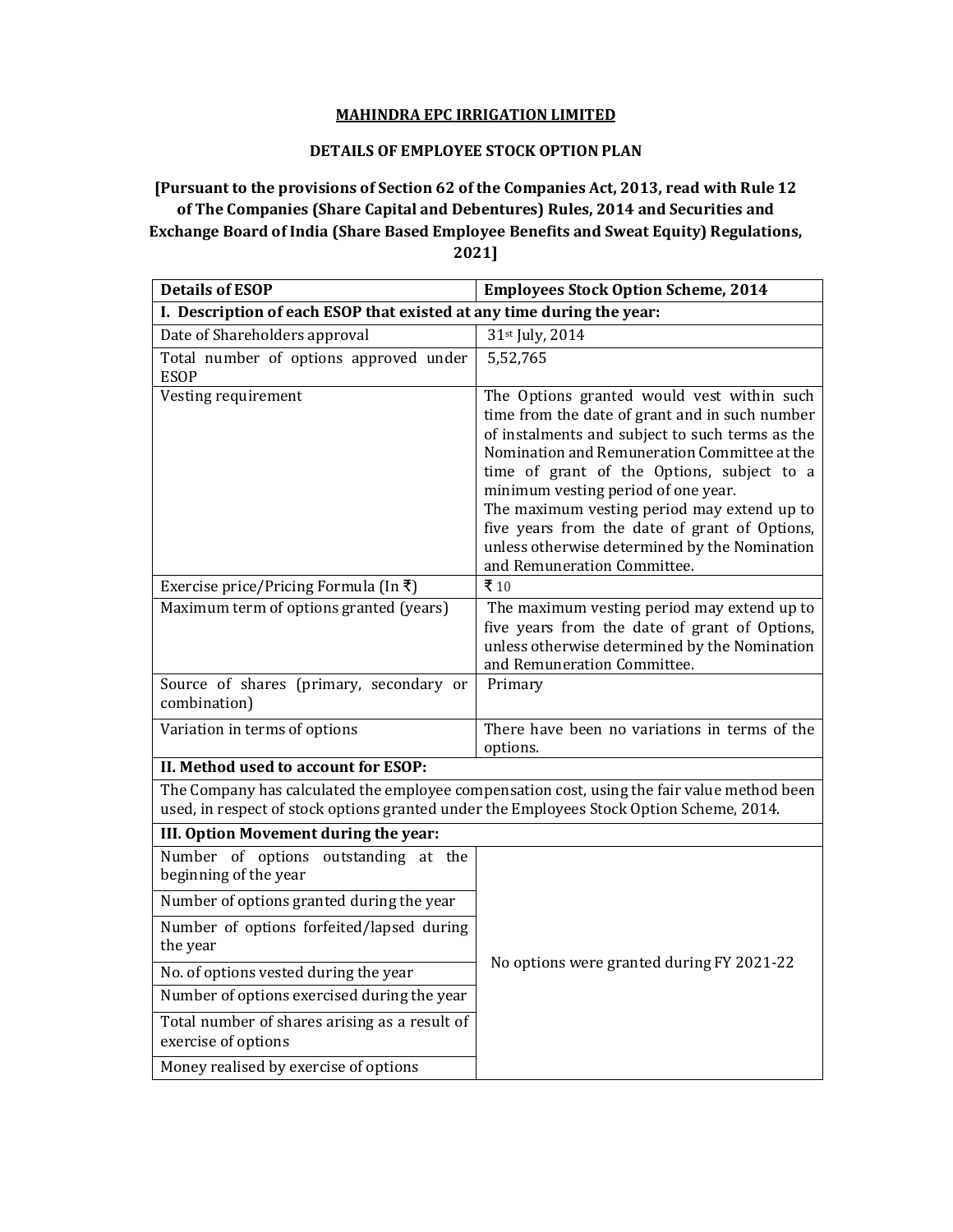**MAHINDRA EPC IRRIGATION LIMITED**

**DETAILS OF EMPLOYEE STOCK OPTION PLAN**

**[Pursuant to the provisions of Section 62 of the Companies Act, 2013, read with Rule 12 of The Companies (Share Capital and Debentures) Rules, 2014 and Securities and Exchange Board of India (Share Based Employee Benefits and Sweat Equity) Regulations, 2021]**

| **Details of ESOP** | **Employees Stock Option Scheme, 2014** |
|---|---|
| **I. Description of each ESOP that existed at any time during the year:** | |
| Date of Shareholders approval | 31st July, 2014 |
| Total number of options approved under ESOP | 5,52,765 |
| Vesting requirement | The Options granted would vest within such time from the date of grant and in such number of instalments and subject to such terms as the Nomination and Remuneration Committee at the time of grant of the Options, subject to a minimum vesting period of one year. The maximum vesting period may extend up to five years from the date of grant of Options, unless otherwise determined by the Nomination and Remuneration Committee. |
| Exercise price/Pricing Formula (In ₹) | ₹ 10 |
| Maximum term of options granted (years) | The maximum vesting period may extend up to five years from the date of grant of Options, unless otherwise determined by the Nomination and Remuneration Committee. |
| Source of shares (primary, secondary or combination) | Primary |
| Variation in terms of options | There have been no variations in terms of the options. |
| **II. Method used to account for ESOP:** | |
| The Company has calculated the employee compensation cost, using the fair value method been used, in respect of stock options granted under the Employees Stock Option Scheme, 2014. | |
| **III. Option Movement during the year:** | |
| Number of options outstanding at the beginning of the year | No options were granted during FY 2021-22 |
| Number of options granted during the year | |
| Number of options forfeited/lapsed during the year | |
| No. of options vested during the year | |
| Number of options exercised during the year | |
| Total number of shares arising as a result of exercise of options | |
| Money realised by exercise of options | |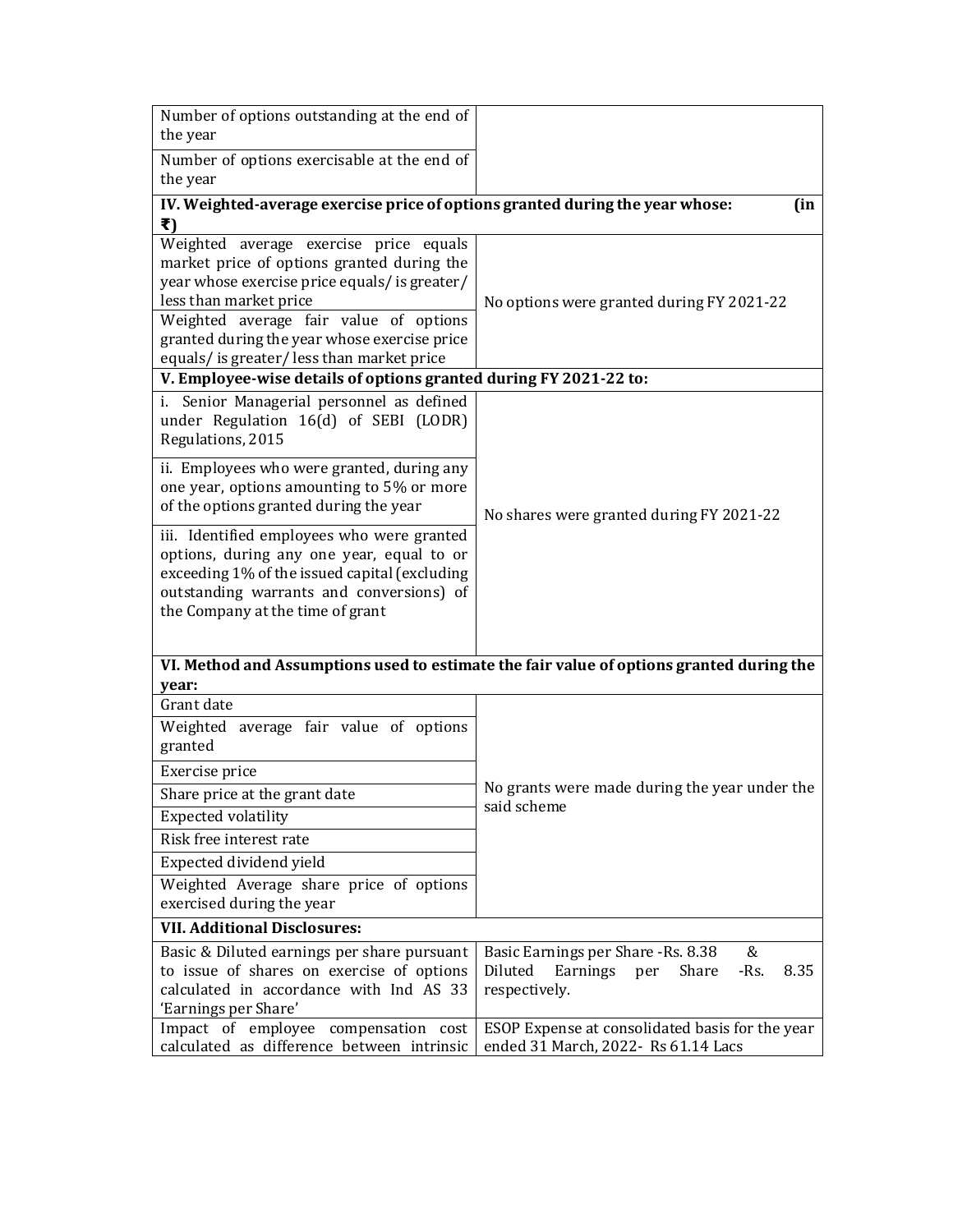| | |
|---|---|
| Number of options outstanding at the end of the year | |
| Number of options exercisable at the end of the year | |
| **IV. Weighted-average exercise price of options granted during the year whose: (in ₹)** | |
| Weighted average exercise price equals market price of options granted during the year whose exercise price equals/ is greater/ less than market price | No options were granted during FY 2021-22 |
| Weighted average fair value of options granted during the year whose exercise price equals/ is greater/ less than market price | |
| **V. Employee-wise details of options granted during FY 2021-22 to:** | |
| i. Senior Managerial personnel as defined under Regulation 16(d) of SEBI (LODR) Regulations, 2015 | No shares were granted during FY 2021-22 |
| ii. Employees who were granted, during any one year, options amounting to 5% or more of the options granted during the year | |
| iii. Identified employees who were granted options, during any one year, equal to or exceeding 1% of the issued capital (excluding outstanding warrants and conversions) of the Company at the time of grant | |
| **VI. Method and Assumptions used to estimate the fair value of options granted during the year:** | |
| Grant date | No grants were made during the year under the said scheme |
| Weighted average fair value of options granted | |
| Exercise price | |
| Share price at the grant date | |
| Expected volatility | |
| Risk free interest rate | |
| Expected dividend yield | |
| Weighted Average share price of options exercised during the year | |
| **VII. Additional Disclosures:** | |
| Basic & Diluted earnings per share pursuant to issue of shares on exercise of options calculated in accordance with Ind AS 33 'Earnings per Share' | Basic Earnings per Share -Rs. 8.38 & Diluted Earnings per Share -Rs. 8.35 respectively. |
| Impact of employee compensation cost calculated as difference between intrinsic | ESOP Expense at consolidated basis for the year ended 31 March, 2022- Rs 61.14 Lacs |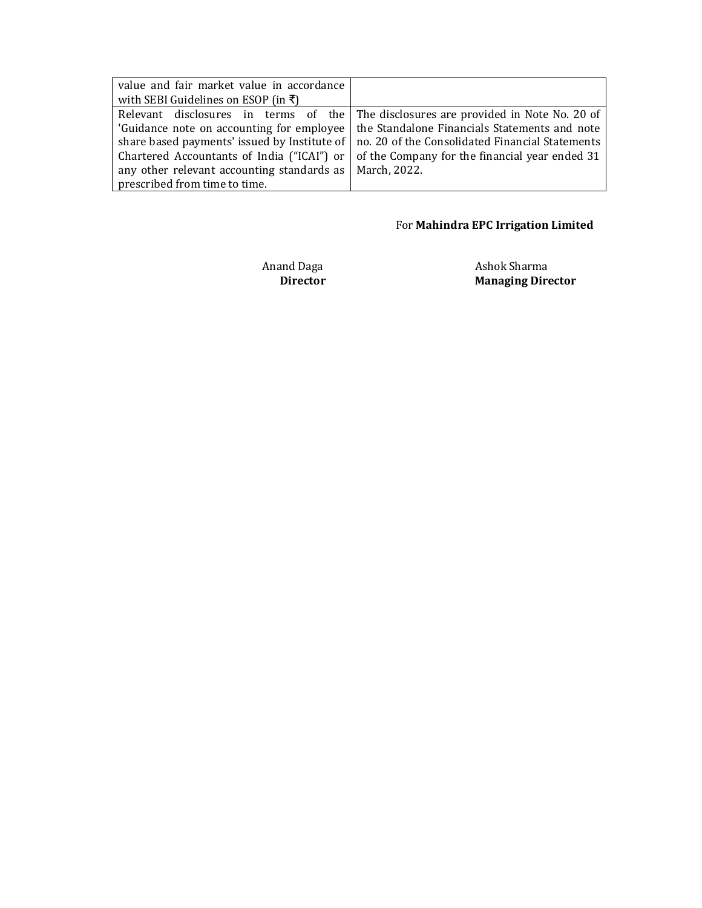| | |
|---|---|
| value and fair market value in accordance with SEBI Guidelines on ESOP (in ₹) | |
| Relevant disclosures in terms of the 'Guidance note on accounting for employee share based payments' issued by Institute of Chartered Accountants of India ("ICAI") or any other relevant accounting standards as prescribed from time to time. | The disclosures are provided in Note No. 20 of the Standalone Financials Statements and note no. 20 of the Consolidated Financial Statements of the Company for the financial year ended 31 March, 2022. |

For **Mahindra EPC Irrigation Limited**

Anand Daga
**Director**

Ashok Sharma
**Managing Director**